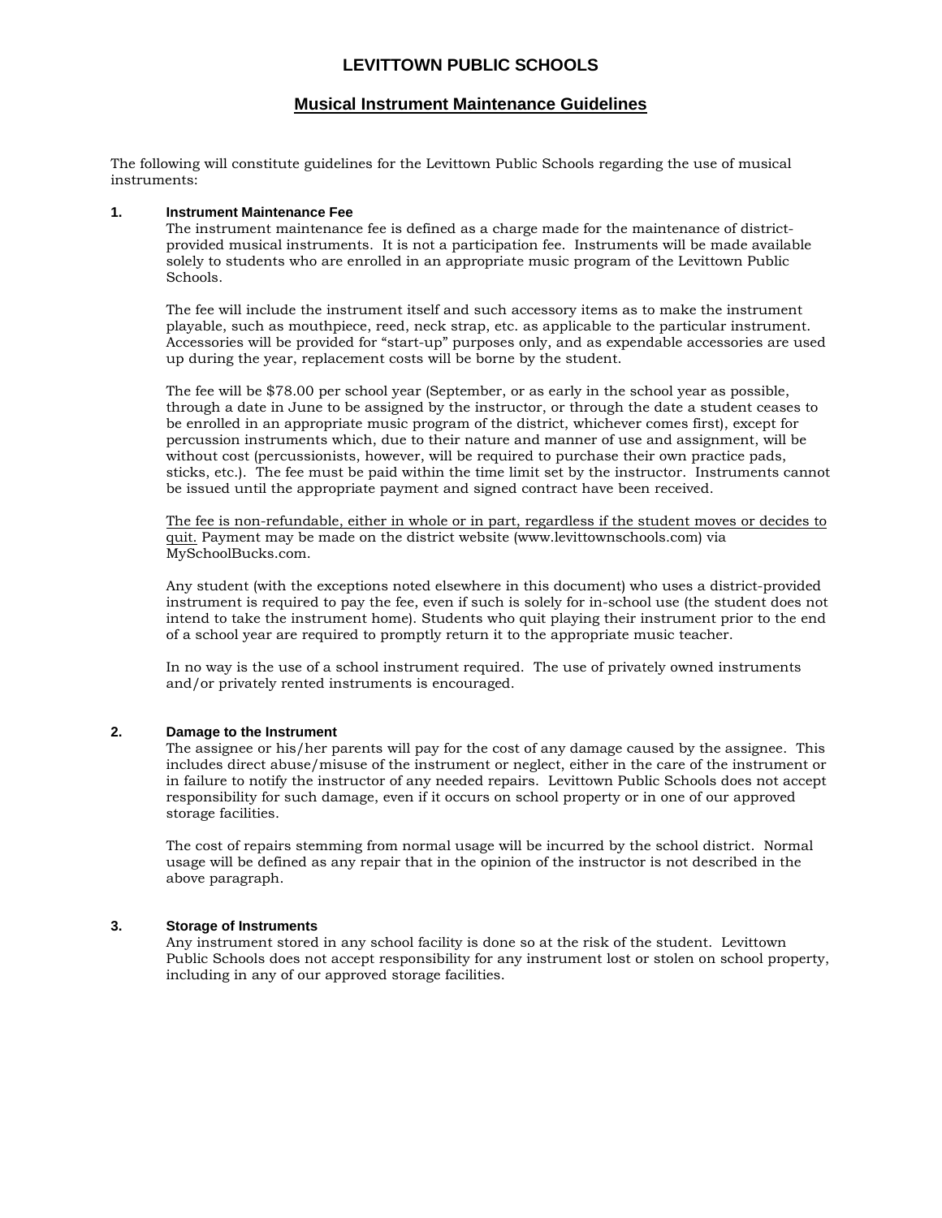# LEVITTOWN PUBLIC SCHOOLS

## Musical Instrument Maintenance Guidelines

The following will constitute guidelines for the Levittown Public Schools regarding the use of musical instruments:

### 1. Instrument Maintenance Fee

The instrument maintenance fee is defined as a charge made for the maintenance of district-provided musical instruments. It is not a participation fee. Instruments will be made available solely to students who are enrolled in an appropriate music program of the Levittown Public Schools.

The fee will include the instrument itself and such accessory items as to make the instrument playable, such as mouthpiece, reed, neck strap, etc. as applicable to the particular instrument. Accessories will be provided for "start-up" purposes only, and as expendable accessories are used up during the year, replacement costs will be borne by the student.

The fee will be $78.00 per school year (September, or as early in the school year as possible, through a date in June to be assigned by the instructor, or through the date a student ceases to be enrolled in an appropriate music program of the district, whichever comes first), except for percussion instruments which, due to their nature and manner of use and assignment, will be without cost (percussionists, however, will be required to purchase their own practice pads, sticks, etc.). The fee must be paid within the time limit set by the instructor. Instruments cannot be issued until the appropriate payment and signed contract have been received.

<u>The fee is non-refundable, either in whole or in part, regardless if the student moves or decides to quit.</u> Payment may be made on the district website (www.levittownschools.com) via MySchoolBucks.com.

Any student (with the exceptions noted elsewhere in this document) who uses a district-provided instrument is required to pay the fee, even if such is solely for in-school use (the student does not intend to take the instrument home). Students who quit playing their instrument prior to the end of a school year are required to promptly return it to the appropriate music teacher.

In no way is the use of a school instrument required. The use of privately owned instruments and/or privately rented instruments is encouraged.

### 2. Damage to the Instrument

The assignee or his/her parents will pay for the cost of any damage caused by the assignee. This includes direct abuse/misuse of the instrument or neglect, either in the care of the instrument or in failure to notify the instructor of any needed repairs. Levittown Public Schools does not accept responsibility for such damage, even if it occurs on school property or in one of our approved storage facilities.

The cost of repairs stemming from normal usage will be incurred by the school district. Normal usage will be defined as any repair that in the opinion of the instructor is not described in the above paragraph.

### 3. Storage of Instruments

Any instrument stored in any school facility is done so at the risk of the student. Levittown Public Schools does not accept responsibility for any instrument lost or stolen on school property, including in any of our approved storage facilities.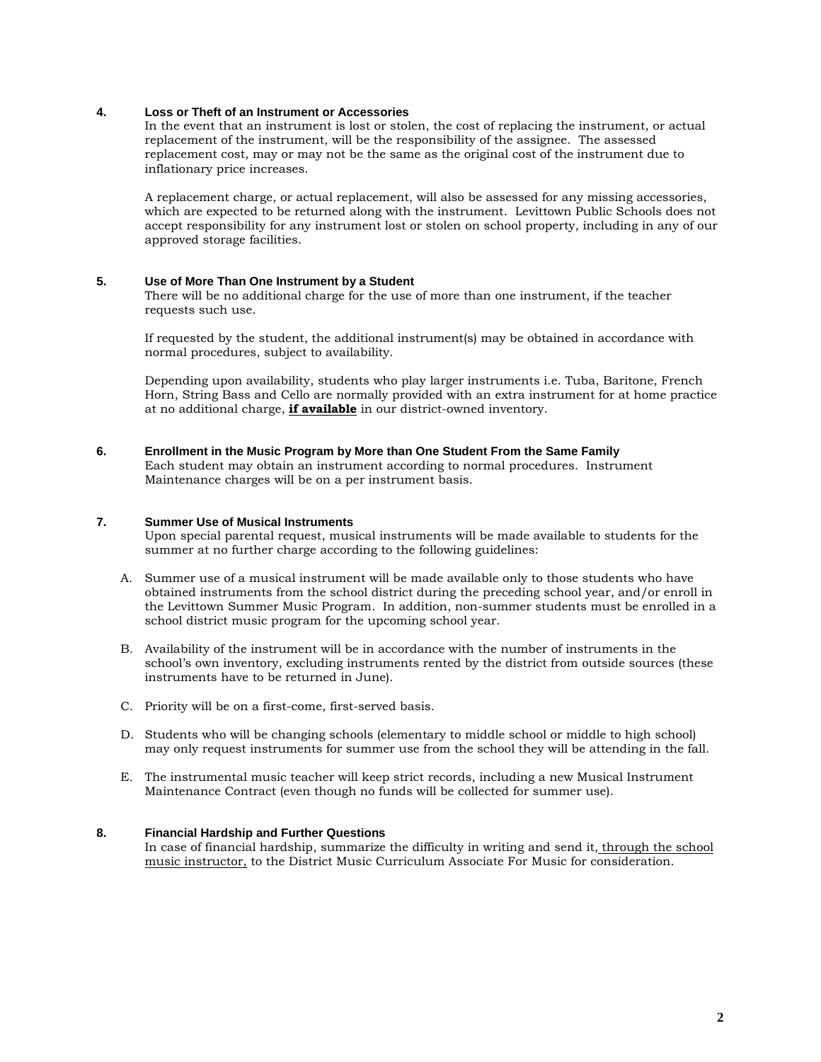### 4. Loss or Theft of an Instrument or Accessories

In the event that an instrument is lost or stolen, the cost of replacing the instrument, or actual replacement of the instrument, will be the responsibility of the assignee. The assessed replacement cost, may or may not be the same as the original cost of the instrument due to inflationary price increases.

A replacement charge, or actual replacement, will also be assessed for any missing accessories, which are expected to be returned along with the instrument. Levittown Public Schools does not accept responsibility for any instrument lost or stolen on school property, including in any of our approved storage facilities.

### 5. Use of More Than One Instrument by a Student

There will be no additional charge for the use of more than one instrument, if the teacher requests such use.

If requested by the student, the additional instrument(s) may be obtained in accordance with normal procedures, subject to availability.

Depending upon availability, students who play larger instruments i.e. Tuba, Baritone, French Horn, String Bass and Cello are normally provided with an extra instrument for at home practice at no additional charge, <u>**if available**</u> in our district-owned inventory.

### 6. Enrollment in the Music Program by More than One Student From the Same Family

Each student may obtain an instrument according to normal procedures. Instrument Maintenance charges will be on a per instrument basis.

### 7. Summer Use of Musical Instruments

Upon special parental request, musical instruments will be made available to students for the summer at no further charge according to the following guidelines:

A. Summer use of a musical instrument will be made available only to those students who have obtained instruments from the school district during the preceding school year, and/or enroll in the Levittown Summer Music Program. In addition, non-summer students must be enrolled in a school district music program for the upcoming school year.

B. Availability of the instrument will be in accordance with the number of instruments in the school's own inventory, excluding instruments rented by the district from outside sources (these instruments have to be returned in June).

C. Priority will be on a first-come, first-served basis.

D. Students who will be changing schools (elementary to middle school or middle to high school) may only request instruments for summer use from the school they will be attending in the fall.

E. The instrumental music teacher will keep strict records, including a new Musical Instrument Maintenance Contract (even though no funds will be collected for summer use).

### 8. Financial Hardship and Further Questions

In case of financial hardship, summarize the difficulty in writing and send it, <u>through the school music instructor,</u> to the District Music Curriculum Associate For Music for consideration.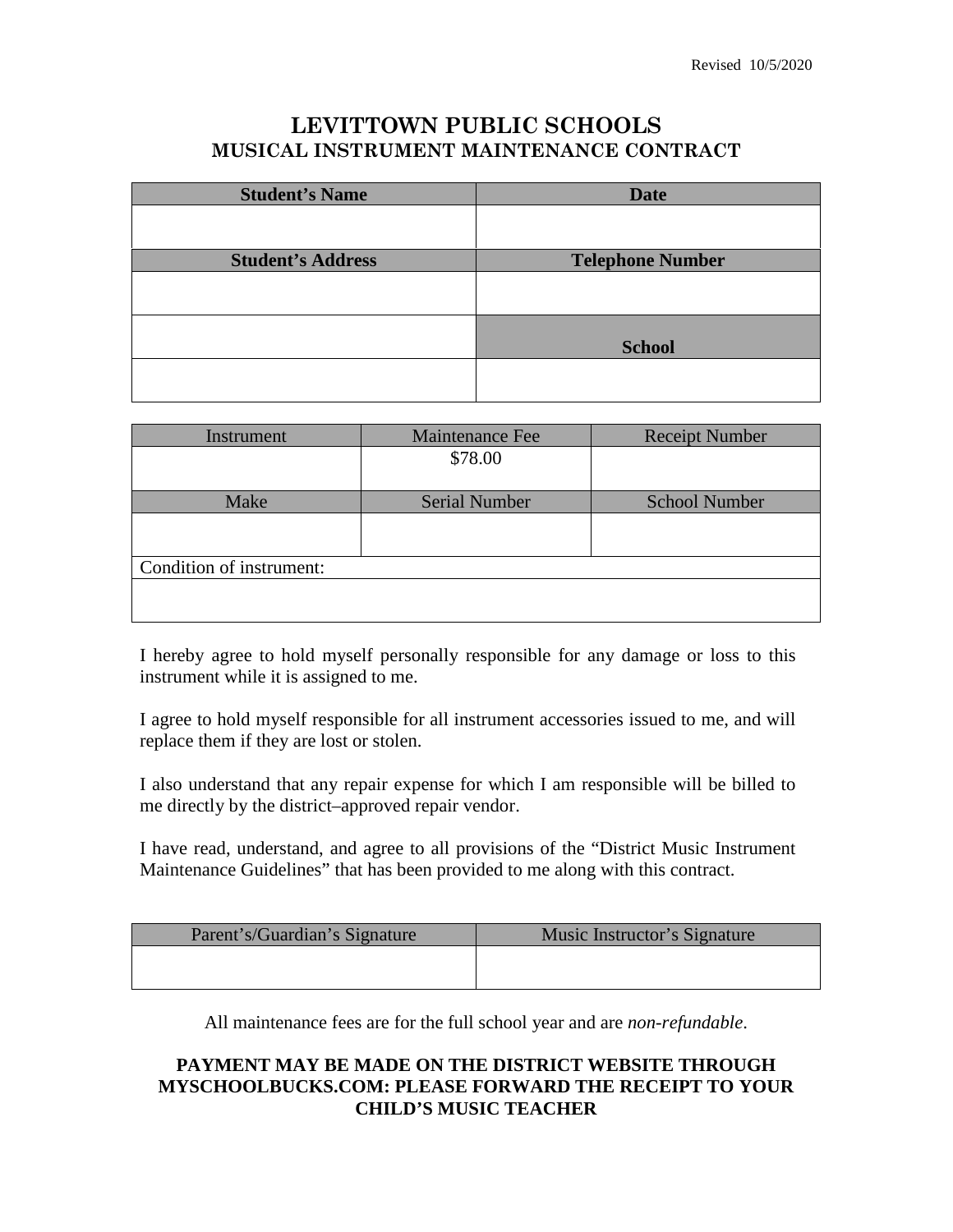Revised 10/5/2020

# LEVITTOWN PUBLIC SCHOOLS
## MUSICAL INSTRUMENT MAINTENANCE CONTRACT

| **Student's Name** | **Date** |
|---|---|
| | |
| **Student's Address** | **Telephone Number** |
| | |
| | **School** |
| | |

| Instrument | Maintenance Fee | Receipt Number |
|---|---|---|
| | $78.00 | |
| Make | Serial Number | School Number |
| | | |
| Condition of instrument: | | |
| | | |

I hereby agree to hold myself personally responsible for any damage or loss to this instrument while it is assigned to me.

I agree to hold myself responsible for all instrument accessories issued to me, and will replace them if they are lost or stolen.

I also understand that any repair expense for which I am responsible will be billed to me directly by the district–approved repair vendor.

I have read, understand, and agree to all provisions of the "District Music Instrument Maintenance Guidelines" that has been provided to me along with this contract.

| Parent's/Guardian's Signature | Music Instructor's Signature |
|---|---|
| | |

All maintenance fees are for the full school year and are *non-refundable*.

**PAYMENT MAY BE MADE ON THE DISTRICT WEBSITE THROUGH MYSCHOOLBUCKS.COM: PLEASE FORWARD THE RECEIPT TO YOUR CHILD'S MUSIC TEACHER**